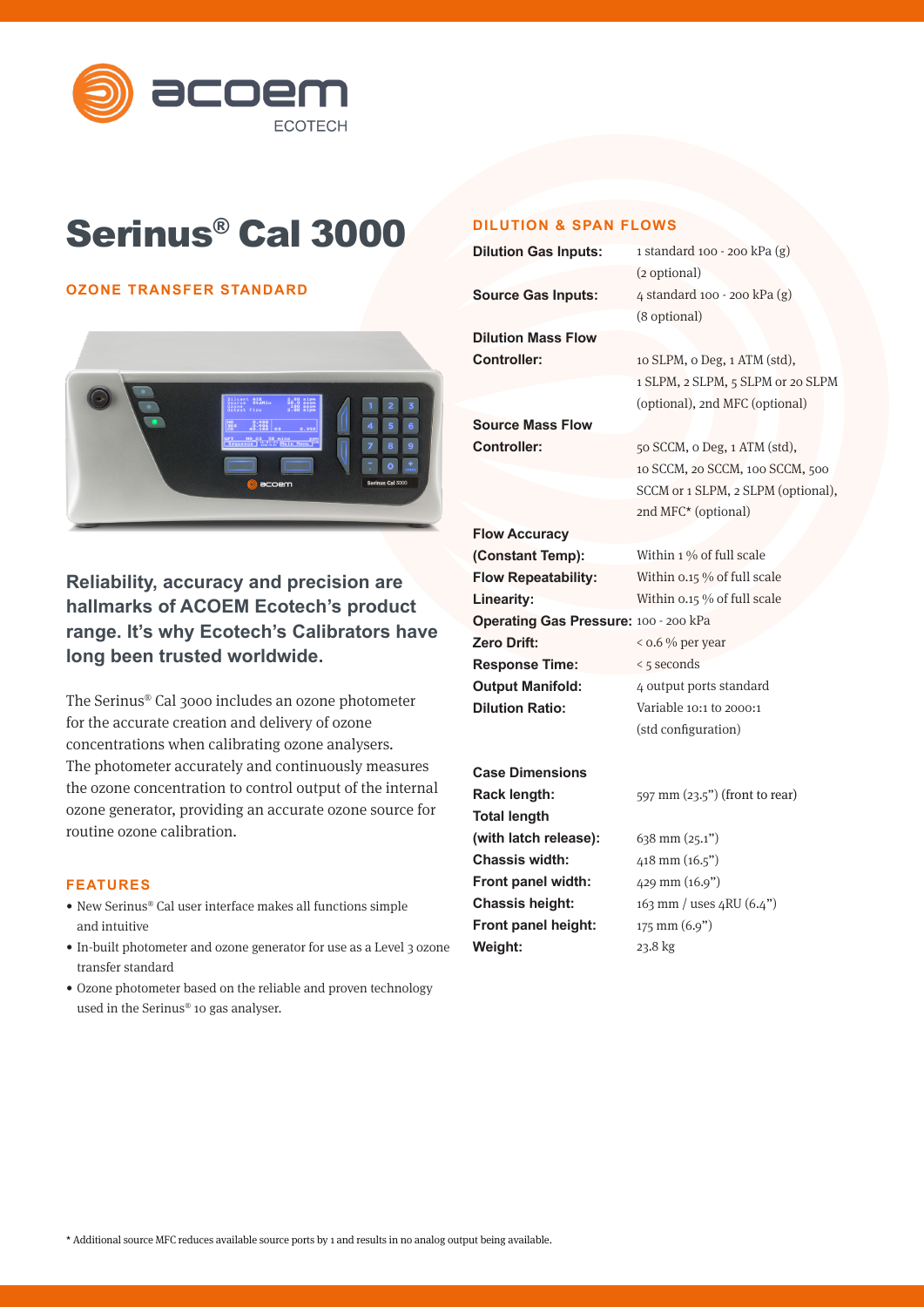# Serinus® Cal 3000

## OZONE TRANSFER STANDARD

**Reliability, accuracy and precision are hallmarks of ACOEM Ecotech's product range. It's why Ecotech's Calibrators have long been trusted worldwide.**

The Serinus® Cal 3000 includes an ozone photometer for the accurate creation and delivery of ozone concentrations when calibrating ozone analysers. The photometer accurately and continuously measures the ozone concentration to control output of the internal ozone generator, providing an accurate ozone source for routine ozone calibration.

### FEATURES

- New Serinus® Cal user interface makes all functions simple and intuitive
- In-built photometer and ozone generator for use as a Level 3 ozone transfer standard
- Ozone photometer based on the reliable and proven technology used in the Serinus® 10 gas analyser.

### DILUTION & SPAN FLOWS

| | |
|---|---|
| **Dilution Gas Inputs:** | 1 standard 100 - 200 kPa (g) (2 optional) |
| **Source Gas Inputs:** | 4 standard 100 - 200 kPa (g) (8 optional) |
| **Dilution Mass Flow Controller:** | 10 SLPM, 0 Deg, 1 ATM (std), 1 SLPM, 2 SLPM, 5 SLPM or 20 SLPM (optional), 2nd MFC (optional) |
| **Source Mass Flow Controller:** | 50 SCCM, 0 Deg, 1 ATM (std), 10 SCCM, 20 SCCM, 100 SCCM, 500 SCCM or 1 SLPM, 2 SLPM (optional), 2nd MFC* (optional) |
| **Flow Accuracy (Constant Temp):** | Within 1 % of full scale |
| **Flow Repeatability:** | Within 0.15 % of full scale |
| **Linearity:** | Within 0.15 % of full scale |
| **Operating Gas Pressure:** | 100 - 200 kPa |
| **Zero Drift:** | < 0.6 % per year |
| **Response Time:** | < 5 seconds |
| **Output Manifold:** | 4 output ports standard |
| **Dilution Ratio:** | Variable 10:1 to 2000:1 (std configuration) |

**Case Dimensions**

| | |
|---|---|
| **Rack length:** | 597 mm (23.5") (front to rear) |
| **Total length (with latch release):** | 638 mm (25.1") |
| **Chassis width:** | 418 mm (16.5") |
| **Front panel width:** | 429 mm (16.9") |
| **Chassis height:** | 163 mm / uses 4RU (6.4") |
| **Front panel height:** | 175 mm (6.9") |
| **Weight:** | 23.8 kg |

* Additional source MFC reduces available source ports by 1 and results in no analog output being available.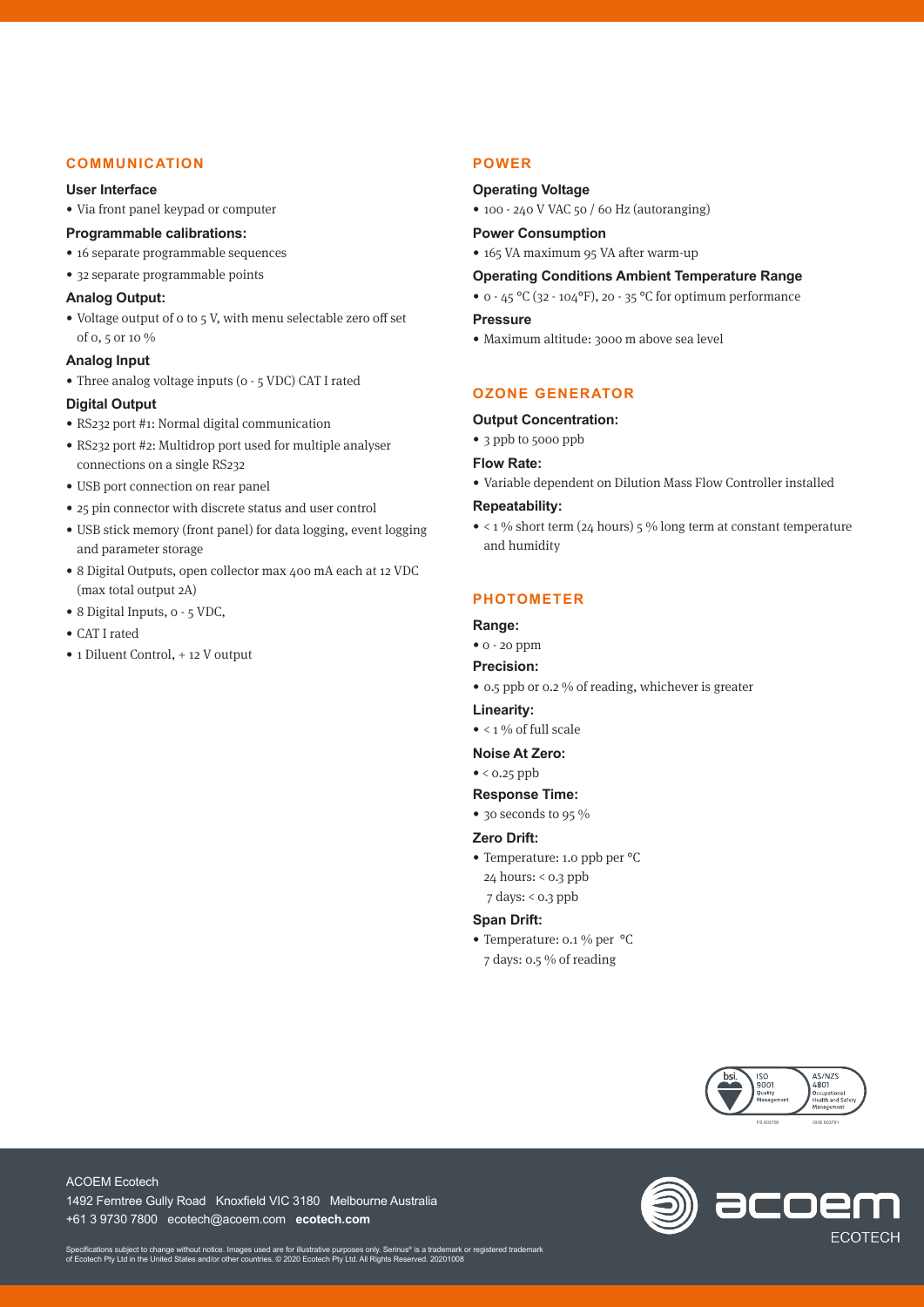## COMMUNICATION

### User Interface

- Via front panel keypad or computer

### Programmable calibrations:

- 16 separate programmable sequences
- 32 separate programmable points

### Analog Output:

- Voltage output of 0 to 5 V, with menu selectable zero off set of 0, 5 or 10 %

### Analog Input

- Three analog voltage inputs (0 - 5 VDC) CAT I rated

### Digital Output

- RS232 port #1: Normal digital communication
- RS232 port #2: Multidrop port used for multiple analyser connections on a single RS232
- USB port connection on rear panel
- 25 pin connector with discrete status and user control
- USB stick memory (front panel) for data logging, event logging and parameter storage
- 8 Digital Outputs, open collector max 400 mA each at 12 VDC (max total output 2A)
- 8 Digital Inputs, 0 - 5 VDC,
- CAT I rated
- 1 Diluent Control, + 12 V output

## POWER

### Operating Voltage

- 100 - 240 V VAC 50 / 60 Hz (autoranging)

### Power Consumption

- 165 VA maximum 95 VA after warm-up

### Operating Conditions Ambient Temperature Range

- 0 - 45 °C (32 - 104°F), 20 - 35 °C for optimum performance

### Pressure

- Maximum altitude: 3000 m above sea level

## OZONE GENERATOR

### Output Concentration:

- 3 ppb to 5000 ppb

### Flow Rate:

- Variable dependent on Dilution Mass Flow Controller installed

### Repeatability:

- < 1 % short term (24 hours) 5 % long term at constant temperature and humidity

## PHOTOMETER

### Range:

- 0 - 20 ppm

### Precision:

- 0.5 ppb or 0.2 % of reading, whichever is greater

### Linearity:

- < 1 % of full scale

### Noise At Zero:

- < 0.25 ppb

### Response Time:

- 30 seconds to 95 %

### Zero Drift:

- Temperature: 1.0 ppb per °C
  24 hours: < 0.3 ppb
  7 days: < 0.3 ppb

### Span Drift:

- Temperature: 0.1 % per °C
  7 days: 0.5 % of reading

ACOEM Ecotech
1492 Ferntree Gully Road Knoxfield VIC 3180 Melbourne Australia
+61 3 9730 7800 ecotech@acoem.com **ecotech.com**

Specifications subject to change without notice. Images used are for illustrative purposes only. Serinus® is a trademark or registered trademark of Ecotech Pty Ltd in the United States and/or other countries. © 2020 Ecotech Pty Ltd. All Rights Reserved. 20201008